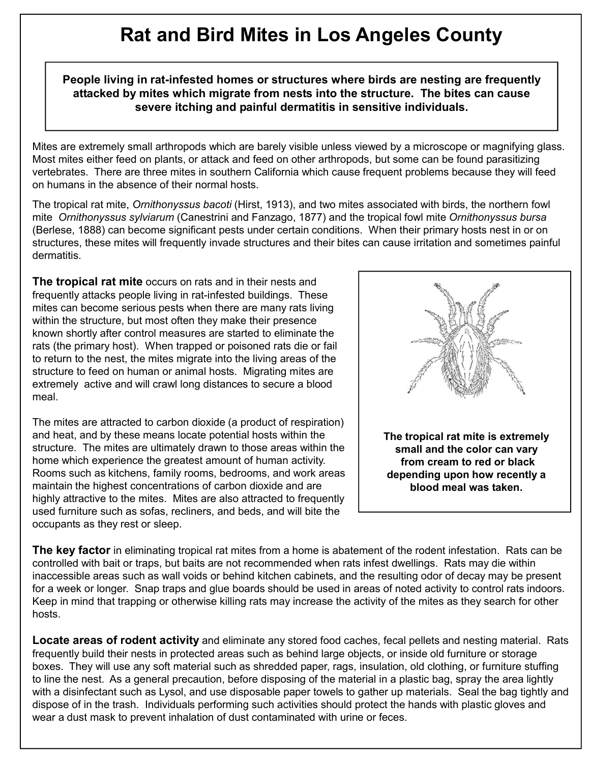# Rat and Bird Mites in Los Angeles County

**People living in rat-infested homes or structures where birds are nesting are frequently attacked by mites which migrate from nests into the structure. The bites can cause severe itching and painful dermatitis in sensitive individuals.**

Mites are extremely small arthropods which are barely visible unless viewed by a microscope or magnifying glass. Most mites either feed on plants, or attack and feed on other arthropods, but some can be found parasitizing vertebrates. There are three mites in southern California which cause frequent problems because they will feed on humans in the absence of their normal hosts.

The tropical rat mite, *Ornithonyssus bacoti* (Hirst, 1913), and two mites associated with birds, the northern fowl mite *Ornithonyssus sylviarum* (Canestrini and Fanzago, 1877) and the tropical fowl mite *Ornithonyssus bursa* (Berlese, 1888) can become significant pests under certain conditions. When their primary hosts nest in or on structures, these mites will frequently invade structures and their bites can cause irritation and sometimes painful dermatitis.

**The tropical rat mite** occurs on rats and in their nests and frequently attacks people living in rat-infested buildings. These mites can become serious pests when there are many rats living within the structure, but most often they make their presence known shortly after control measures are started to eliminate the rats (the primary host). When trapped or poisoned rats die or fail to return to the nest, the mites migrate into the living areas of the structure to feed on human or animal hosts. Migrating mites are extremely active and will crawl long distances to secure a blood meal.

**The tropical rat mite is extremely small and the color can vary from cream to red or black depending upon how recently a blood meal was taken.**

The mites are attracted to carbon dioxide (a product of respiration) and heat, and by these means locate potential hosts within the structure. The mites are ultimately drawn to those areas within the home which experience the greatest amount of human activity. Rooms such as kitchens, family rooms, bedrooms, and work areas maintain the highest concentrations of carbon dioxide and are highly attractive to the mites. Mites are also attracted to frequently used furniture such as sofas, recliners, and beds, and will bite the occupants as they rest or sleep.

**The key factor** in eliminating tropical rat mites from a home is abatement of the rodent infestation. Rats can be controlled with bait or traps, but baits are not recommended when rats infest dwellings. Rats may die within inaccessible areas such as wall voids or behind kitchen cabinets, and the resulting odor of decay may be present for a week or longer. Snap traps and glue boards should be used in areas of noted activity to control rats indoors. Keep in mind that trapping or otherwise killing rats may increase the activity of the mites as they search for other hosts.

**Locate areas of rodent activity** and eliminate any stored food caches, fecal pellets and nesting material. Rats frequently build their nests in protected areas such as behind large objects, or inside old furniture or storage boxes. They will use any soft material such as shredded paper, rags, insulation, old clothing, or furniture stuffing to line the nest. As a general precaution, before disposing of the material in a plastic bag, spray the area lightly with a disinfectant such as Lysol, and use disposable paper towels to gather up materials. Seal the bag tightly and dispose of in the trash. Individuals performing such activities should protect the hands with plastic gloves and wear a dust mask to prevent inhalation of dust contaminated with urine or feces.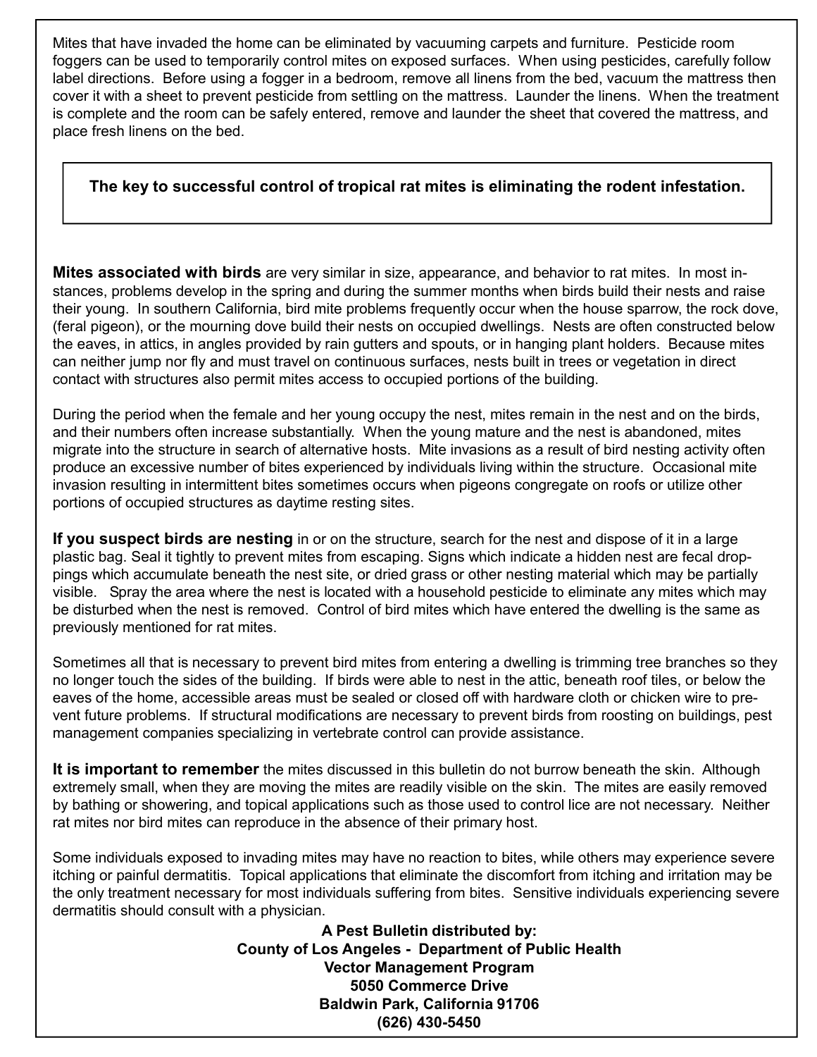Mites that have invaded the home can be eliminated by vacuuming carpets and furniture. Pesticide room foggers can be used to temporarily control mites on exposed surfaces. When using pesticides, carefully follow label directions. Before using a fogger in a bedroom, remove all linens from the bed, vacuum the mattress then cover it with a sheet to prevent pesticide from settling on the mattress. Launder the linens. When the treatment is complete and the room can be safely entered, remove and launder the sheet that covered the mattress, and place fresh linens on the bed.

**The key to successful control of tropical rat mites is eliminating the rodent infestation.**

**Mites associated with birds** are very similar in size, appearance, and behavior to rat mites. In most instances, problems develop in the spring and during the summer months when birds build their nests and raise their young. In southern California, bird mite problems frequently occur when the house sparrow, the rock dove, (feral pigeon), or the mourning dove build their nests on occupied dwellings. Nests are often constructed below the eaves, in attics, in angles provided by rain gutters and spouts, or in hanging plant holders. Because mites can neither jump nor fly and must travel on continuous surfaces, nests built in trees or vegetation in direct contact with structures also permit mites access to occupied portions of the building.

During the period when the female and her young occupy the nest, mites remain in the nest and on the birds, and their numbers often increase substantially. When the young mature and the nest is abandoned, mites migrate into the structure in search of alternative hosts. Mite invasions as a result of bird nesting activity often produce an excessive number of bites experienced by individuals living within the structure. Occasional mite invasion resulting in intermittent bites sometimes occurs when pigeons congregate on roofs or utilize other portions of occupied structures as daytime resting sites.

**If you suspect birds are nesting** in or on the structure, search for the nest and dispose of it in a large plastic bag. Seal it tightly to prevent mites from escaping. Signs which indicate a hidden nest are fecal droppings which accumulate beneath the nest site, or dried grass or other nesting material which may be partially visible. Spray the area where the nest is located with a household pesticide to eliminate any mites which may be disturbed when the nest is removed. Control of bird mites which have entered the dwelling is the same as previously mentioned for rat mites.

Sometimes all that is necessary to prevent bird mites from entering a dwelling is trimming tree branches so they no longer touch the sides of the building. If birds were able to nest in the attic, beneath roof tiles, or below the eaves of the home, accessible areas must be sealed or closed off with hardware cloth or chicken wire to prevent future problems. If structural modifications are necessary to prevent birds from roosting on buildings, pest management companies specializing in vertebrate control can provide assistance.

**It is important to remember** the mites discussed in this bulletin do not burrow beneath the skin. Although extremely small, when they are moving the mites are readily visible on the skin. The mites are easily removed by bathing or showering, and topical applications such as those used to control lice are not necessary. Neither rat mites nor bird mites can reproduce in the absence of their primary host.

Some individuals exposed to invading mites may have no reaction to bites, while others may experience severe itching or painful dermatitis. Topical applications that eliminate the discomfort from itching and irritation may be the only treatment necessary for most individuals suffering from bites. Sensitive individuals experiencing severe dermatitis should consult with a physician.

**A Pest Bulletin distributed by:**
**County of Los Angeles - Department of Public Health**
**Vector Management Program**
**5050 Commerce Drive**
**Baldwin Park, California 91706**
**(626) 430-5450**